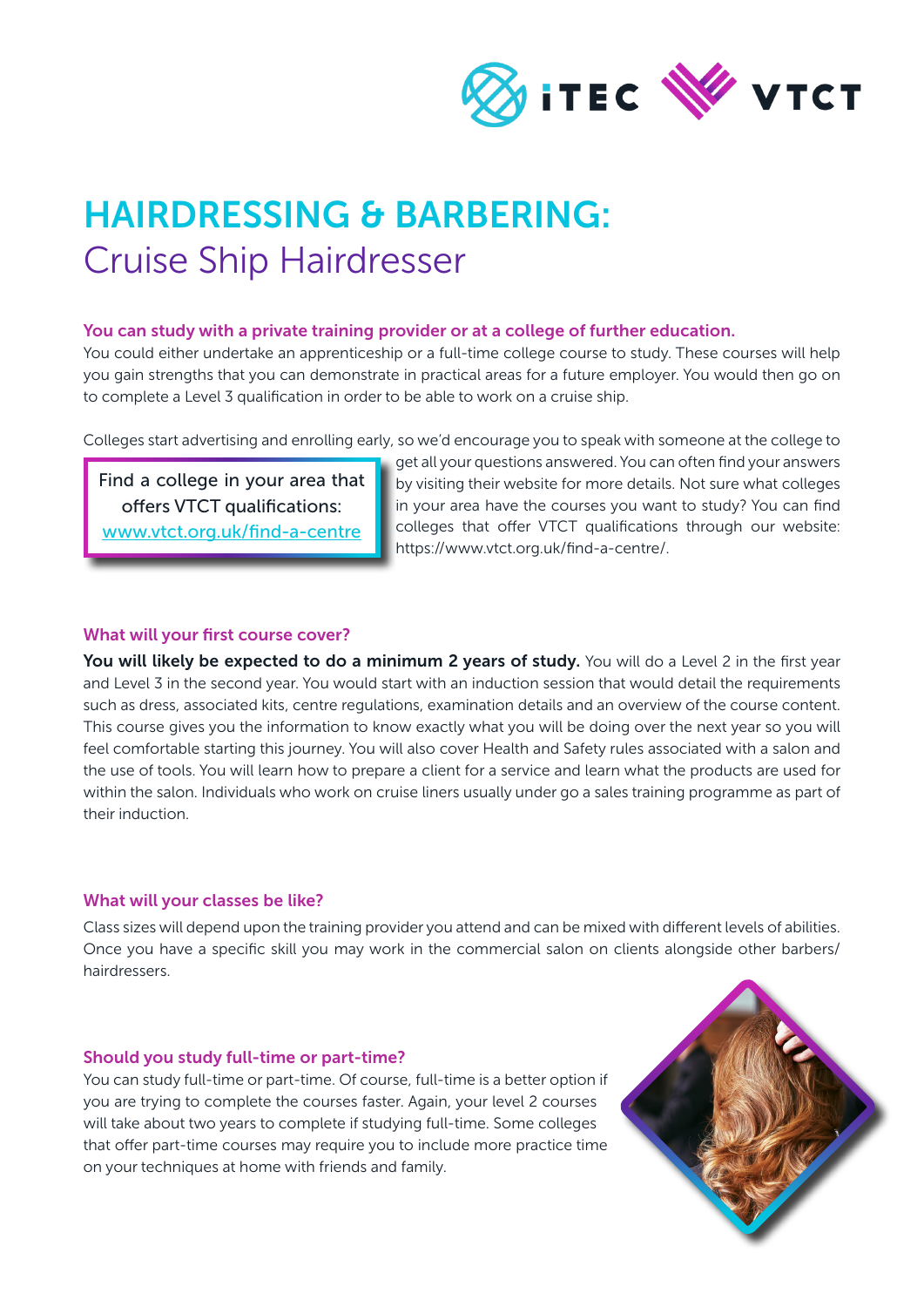# HAIRDRESSING & BARBERING:

## Cruise Ship Hairdresser

**You can study with a private training provider or at a college of further education.**

You could either undertake an apprenticeship or a full-time college course to study. These courses will help you gain strengths that you can demonstrate in practical areas for a future employer. You would then go on to complete a Level 3 qualification in order to be able to work on a cruise ship.

Colleges start advertising and enrolling early, so we'd encourage you to speak with someone at the college to get all your questions answered. You can often find your answers by visiting their website for more details. Not sure what colleges in your area have the courses you want to study? You can find colleges that offer VTCT qualifications through our website: https://www.vtct.org.uk/find-a-centre/.

> Find a college in your area that offers VTCT qualifications: [www.vtct.org.uk/find-a-centre](https://www.vtct.org.uk/find-a-centre)

### What will your first course cover?

**You will likely be expected to do a minimum 2 years of study.** You will do a Level 2 in the first year and Level 3 in the second year. You would start with an induction session that would detail the requirements such as dress, associated kits, centre regulations, examination details and an overview of the course content. This course gives you the information to know exactly what you will be doing over the next year so you will feel comfortable starting this journey. You will also cover Health and Safety rules associated with a salon and the use of tools. You will learn how to prepare a client for a service and learn what the products are used for within the salon. Individuals who work on cruise liners usually under go a sales training programme as part of their induction.

### What will your classes be like?

Class sizes will depend upon the training provider you attend and can be mixed with different levels of abilities. Once you have a specific skill you may work in the commercial salon on clients alongside other barbers/ hairdressers.

### Should you study full-time or part-time?

You can study full-time or part-time. Of course, full-time is a better option if you are trying to complete the courses faster. Again, your level 2 courses will take about two years to complete if studying full-time. Some colleges that offer part-time courses may require you to include more practice time on your techniques at home with friends and family.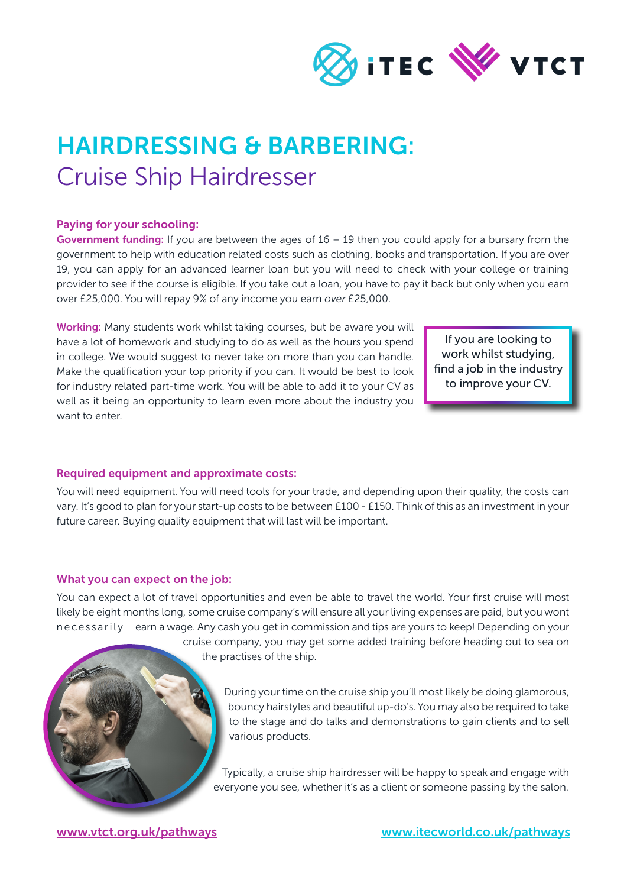# HAIRDRESSING & BARBERING:

## Cruise Ship Hairdresser

### Paying for your schooling:

**Government funding:** If you are between the ages of 16 – 19 then you could apply for a bursary from the government to help with education related costs such as clothing, books and transportation. If you are over 19, you can apply for an advanced learner loan but you will need to check with your college or training provider to see if the course is eligible. If you take out a loan, you have to pay it back but only when you earn over £25,000. You will repay 9% of any income you earn *over* £25,000.

**Working:** Many students work whilst taking courses, but be aware you will have a lot of homework and studying to do as well as the hours you spend in college. We would suggest to never take on more than you can handle. Make the qualification your top priority if you can. It would be best to look for industry related part-time work. You will be able to add it to your CV as well as it being an opportunity to learn even more about the industry you want to enter.

> If you are looking to work whilst studying, find a job in the industry to improve your CV.

### Required equipment and approximate costs:

You will need equipment. You will need tools for your trade, and depending upon their quality, the costs can vary. It's good to plan for your start-up costs to be between £100 - £150. Think of this as an investment in your future career. Buying quality equipment that will last will be important.

### What you can expect on the job:

You can expect a lot of travel opportunities and even be able to travel the world. Your first cruise will most likely be eight months long, some cruise company's will ensure all your living expenses are paid, but you wont necessarily earn a wage. Any cash you get in commission and tips are yours to keep! Depending on your cruise company, you may get some added training before heading out to sea on the practises of the ship.

During your time on the cruise ship you'll most likely be doing glamorous, bouncy hairstyles and beautiful up-do's. You may also be required to take to the stage and do talks and demonstrations to gain clients and to sell various products.

Typically, a cruise ship hairdresser will be happy to speak and engage with everyone you see, whether it's as a client or someone passing by the salon.

www.vtct.org.uk/pathways

www.itecworld.co.uk/pathways